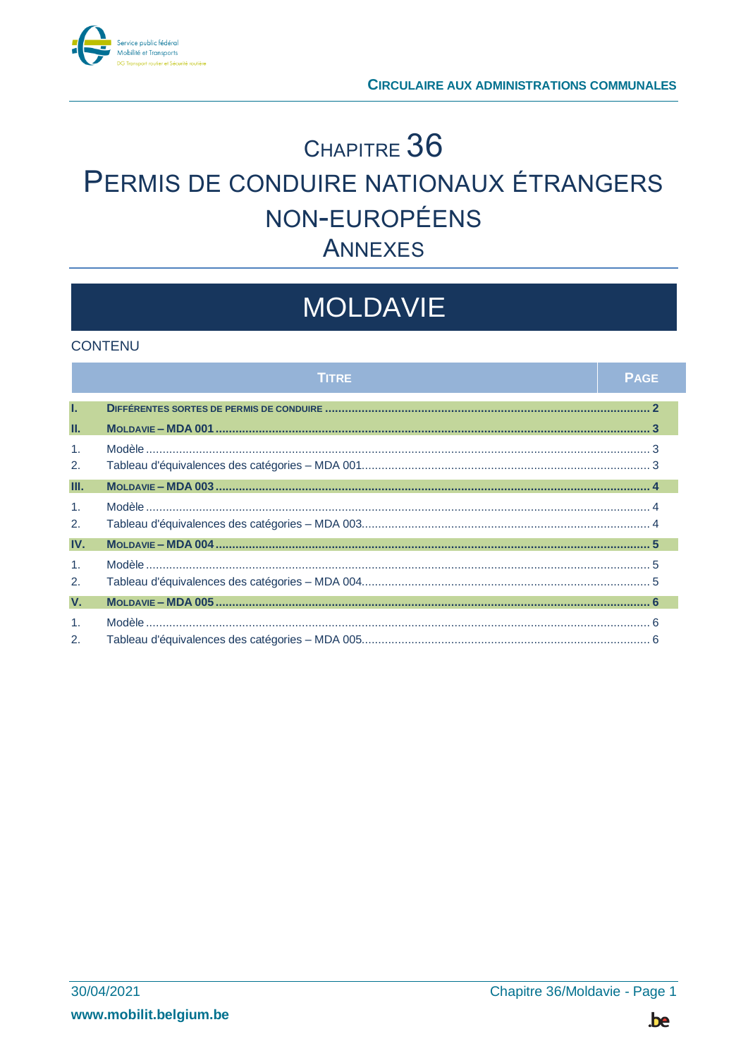CIRCULAIRE AUX ADMINISTRATIONS COMMUNALES

# CHAPITRE 36
# PERMIS DE CONDUIRE NATIONAUX ÉTRANGERS NON-EUROPÉENS
## ANNEXES

# MOLDAVIE

CONTENU

| | TITRE | PAGE |
|---|---|---|
| **I.** | **DIFFÉRENTES SORTES DE PERMIS DE CONDUIRE** | **2** |
| **II.** | **MOLDAVIE – MDA 001** | **3** |
| 1. | Modèle | 3 |
| 2. | Tableau d'équivalences des catégories – MDA 001 | 3 |
| **III.** | **MOLDAVIE – MDA 003** | **4** |
| 1. | Modèle | 4 |
| 2. | Tableau d'équivalences des catégories – MDA 003 | 4 |
| **IV.** | **MOLDAVIE – MDA 004** | **5** |
| 1. | Modèle | 5 |
| 2. | Tableau d'équivalences des catégories – MDA 004 | 5 |
| **V.** | **MOLDAVIE – MDA 005** | **6** |
| 1. | Modèle | 6 |
| 2. | Tableau d'équivalences des catégories – MDA 005 | 6 |

30/04/2021

www.mobilit.belgium.be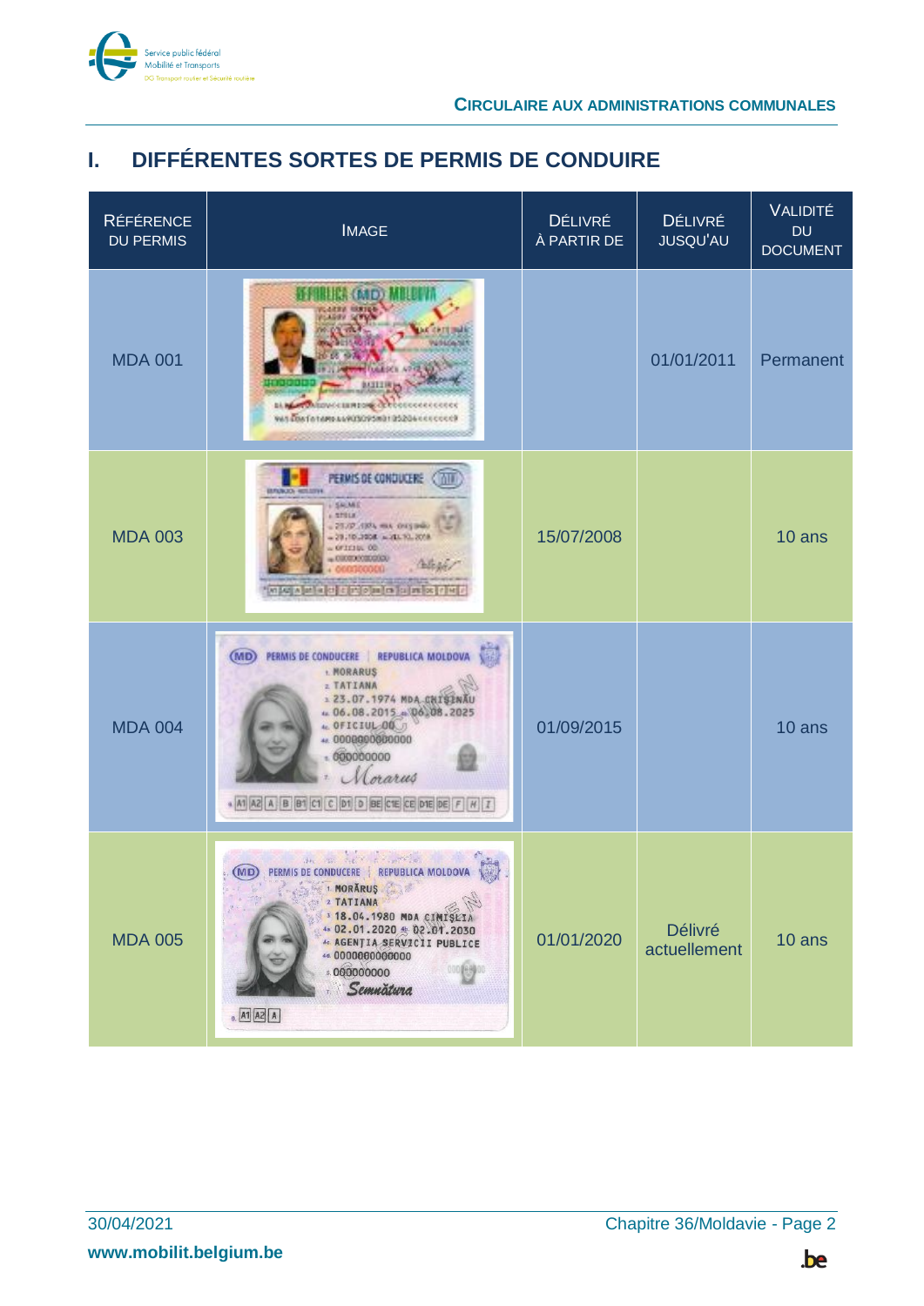# I. DIFFÉRENTES SORTES DE PERMIS DE CONDUIRE

| Référence du permis | Image | Délivré à partir de | Délivré jusqu'au | Validité du document |
|---|---|---|---|---|
| MDA 001 | | | 01/01/2011 | Permanent |
| MDA 003 | | 15/07/2008 | | 10 ans |
| MDA 004 | | 01/09/2015 | | 10 ans |
| MDA 005 | | 01/01/2020 | Délivré actuellement | 10 ans |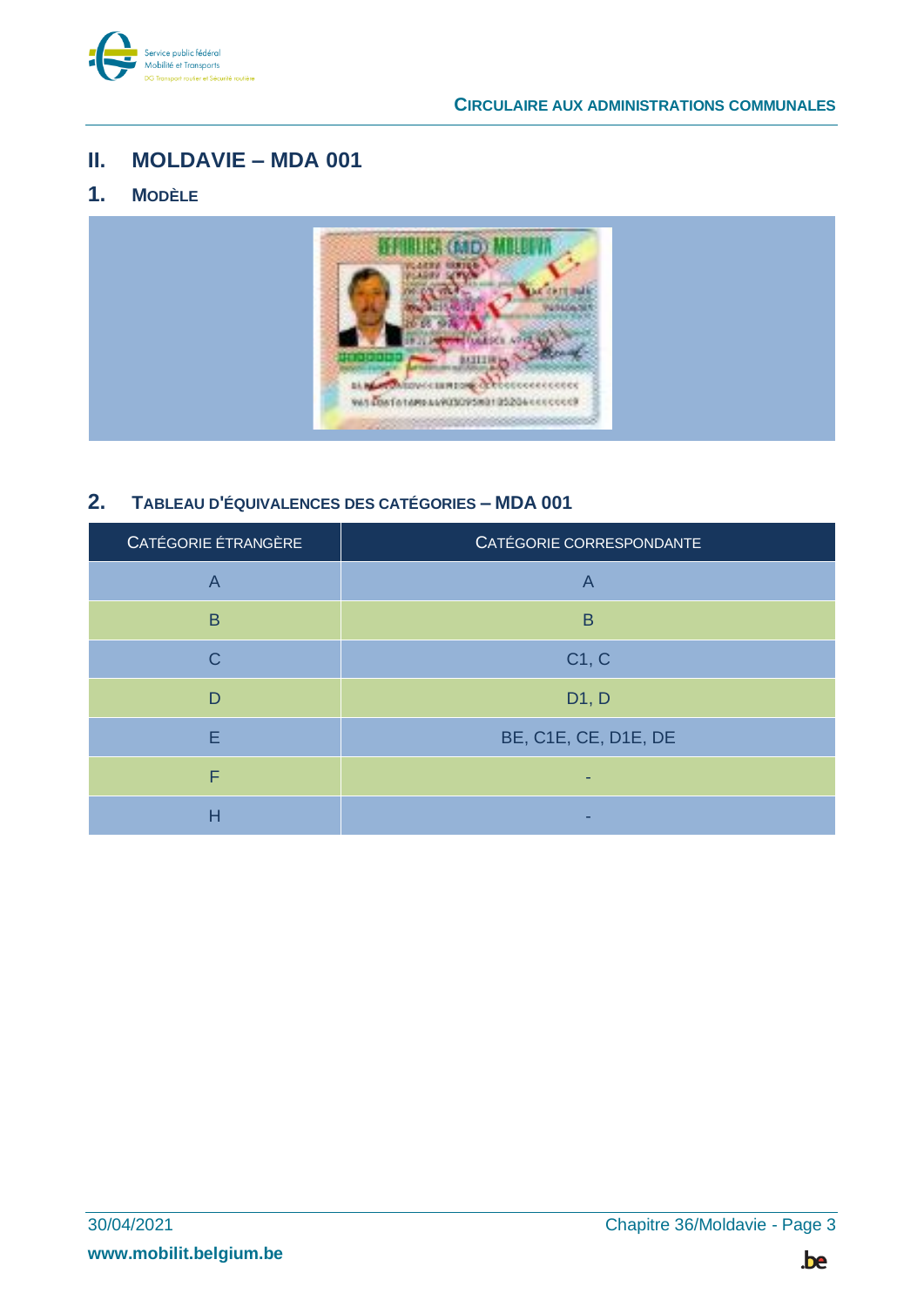## II. MOLDAVIE – MDA 001

### 1. Modèle

### 2. Tableau d'équivalences des catégories – MDA 001

| Catégorie étrangère | Catégorie correspondante |
|---|---|
| A | A |
| B | B |
| C | C1, C |
| D | D1, D |
| E | BE, C1E, CE, D1E, DE |
| F | - |
| H | - |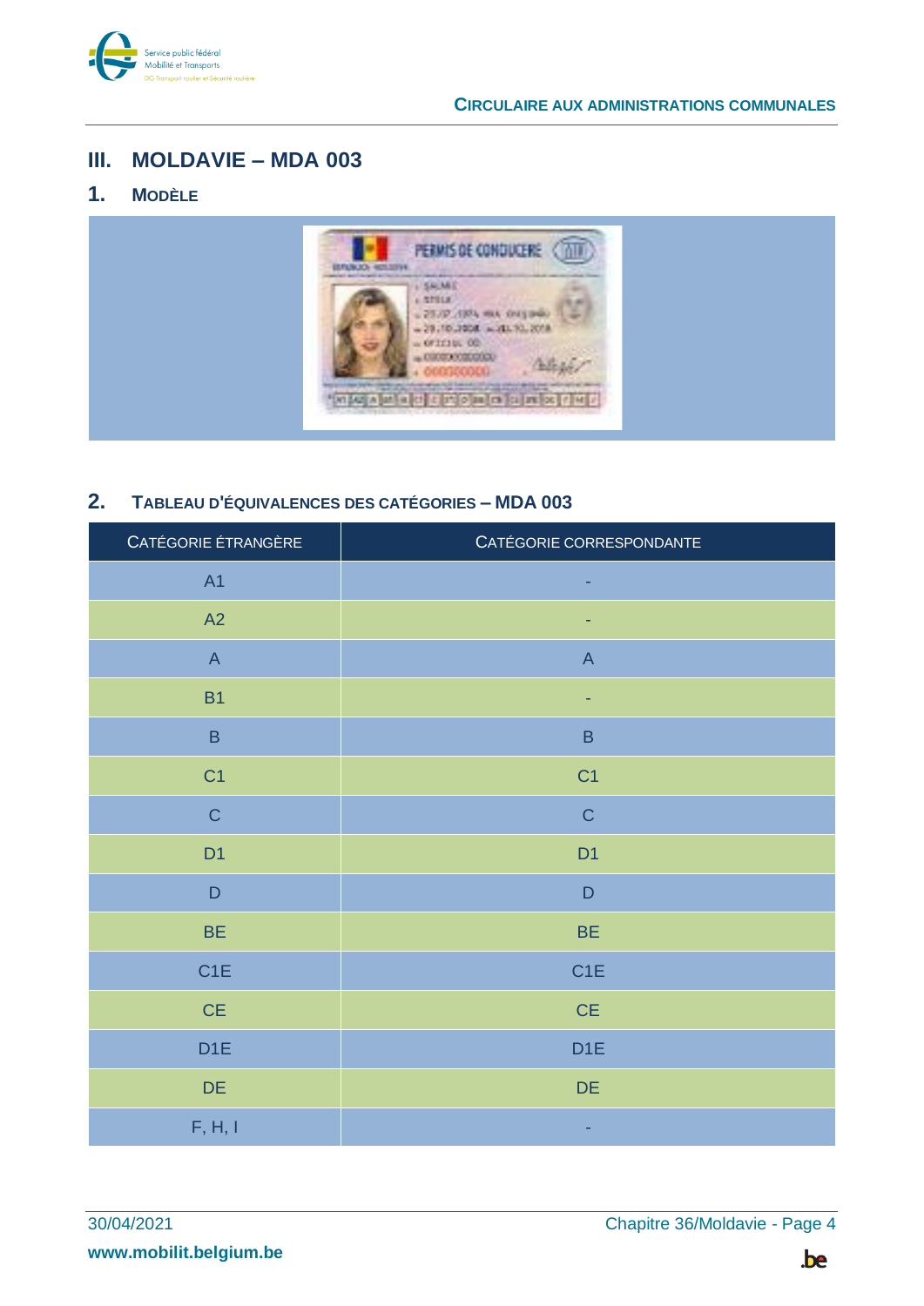# III. MOLDAVIE – MDA 003

## 1. Modèle

## 2. Tableau d'équivalences des catégories – MDA 003

| Catégorie étrangère | Catégorie correspondante |
|---|---|
| A1 | - |
| A2 | - |
| A | A |
| B1 | - |
| B | B |
| C1 | C1 |
| C | C |
| D1 | D1 |
| D | D |
| BE | BE |
| C1E | C1E |
| CE | CE |
| D1E | D1E |
| DE | DE |
| F, H, I | - |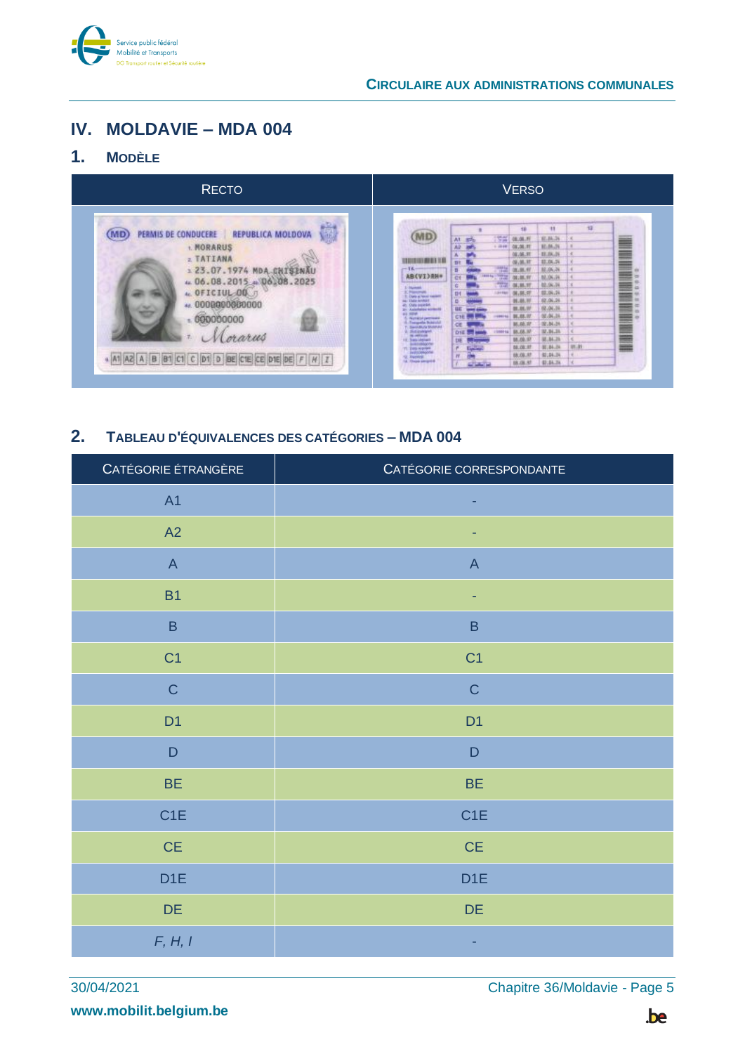# IV. MOLDAVIE – MDA 004

## 1. MODÈLE

| RECTO | VERSO |
|---|---|
| | |

## 2. TABLEAU D'ÉQUIVALENCES DES CATÉGORIES – MDA 004

| CATÉGORIE ÉTRANGÈRE | CATÉGORIE CORRESPONDANTE |
|---|---|
| A1 | - |
| A2 | - |
| A | A |
| B1 | - |
| B | B |
| C1 | C1 |
| C | C |
| D1 | D1 |
| D | D |
| BE | BE |
| C1E | C1E |
| CE | CE |
| D1E | D1E |
| DE | DE |
| *F, H, I* | - |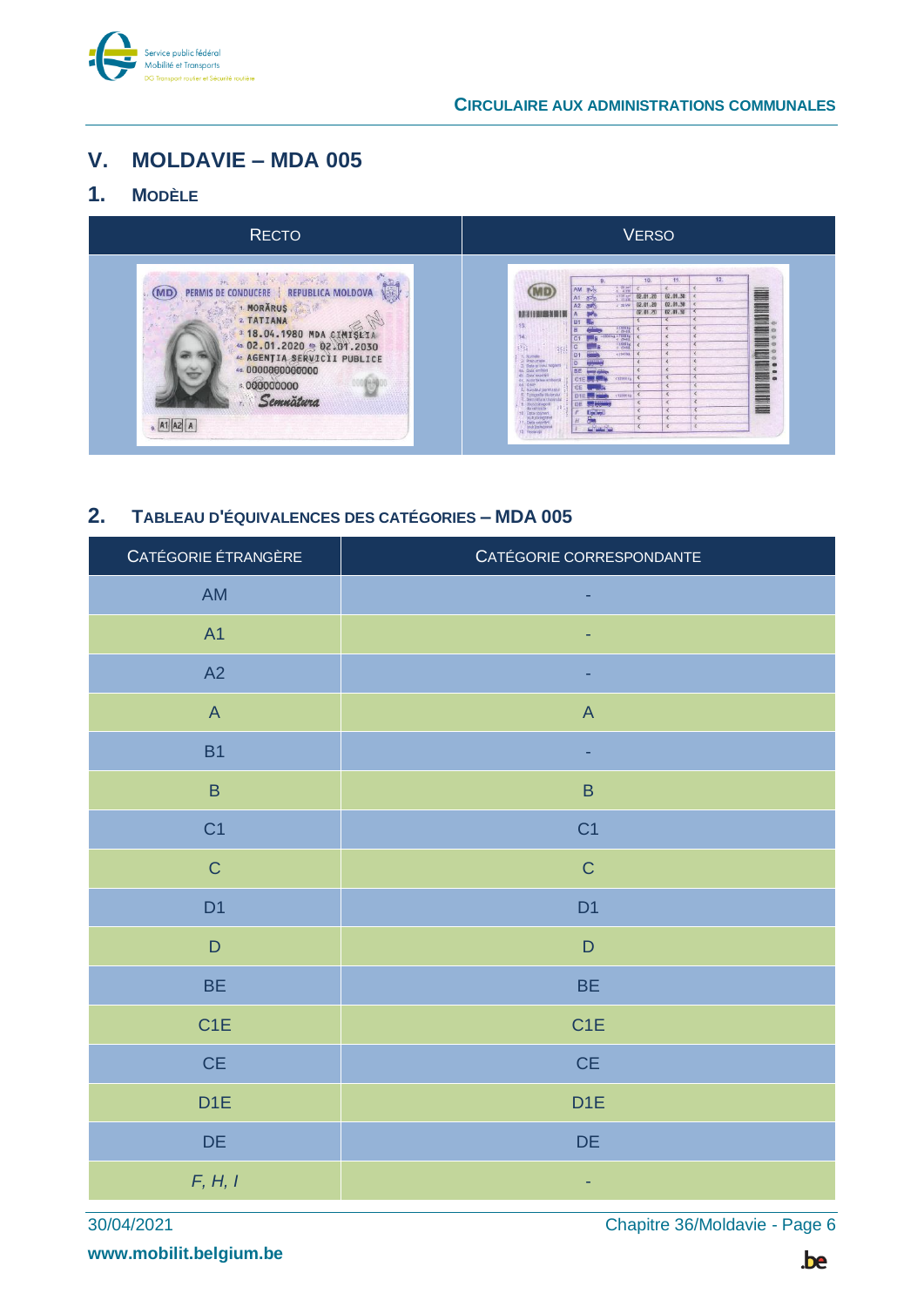## V. MOLDAVIE – MDA 005

### 1. MODÈLE

| RECTO | VERSO |
|---|---|
| | |

### 2. TABLEAU D'ÉQUIVALENCES DES CATÉGORIES – MDA 005

| CATÉGORIE ÉTRANGÈRE | CATÉGORIE CORRESPONDANTE |
|---|---|
| AM | - |
| A1 | - |
| A2 | - |
| A | A |
| B1 | - |
| B | B |
| C1 | C1 |
| C | C |
| D1 | D1 |
| D | D |
| BE | BE |
| C1E | C1E |
| CE | CE |
| D1E | D1E |
| DE | DE |
| *F, H, I* | - |

30/04/2021 Chapitre 36/Moldavie

www.mobilit.belgium.be